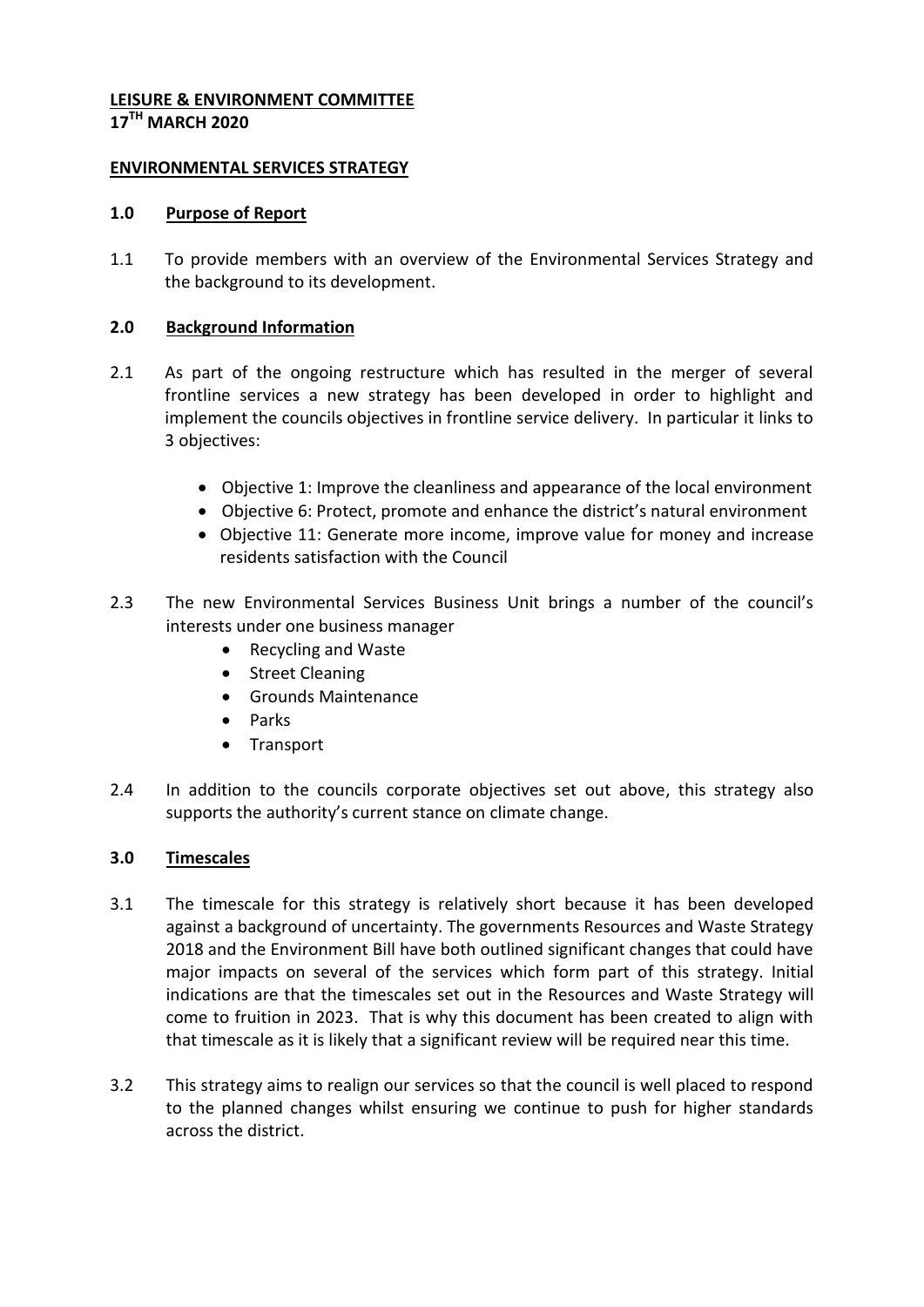**LEISURE & ENVIRONMENT COMMITTEE**
**17TH MARCH 2020**

**ENVIRONMENTAL SERVICES STRATEGY**

## 1.0 Purpose of Report

1.1 To provide members with an overview of the Environmental Services Strategy and the background to its development.

## 2.0 Background Information

2.1 As part of the ongoing restructure which has resulted in the merger of several frontline services a new strategy has been developed in order to highlight and implement the councils objectives in frontline service delivery. In particular it links to 3 objectives:

- Objective 1: Improve the cleanliness and appearance of the local environment
- Objective 6: Protect, promote and enhance the district's natural environment
- Objective 11: Generate more income, improve value for money and increase residents satisfaction with the Council

2.3 The new Environmental Services Business Unit brings a number of the council's interests under one business manager

- Recycling and Waste
- Street Cleaning
- Grounds Maintenance
- Parks
- Transport

2.4 In addition to the councils corporate objectives set out above, this strategy also supports the authority's current stance on climate change.

## 3.0 Timescales

3.1 The timescale for this strategy is relatively short because it has been developed against a background of uncertainty. The governments Resources and Waste Strategy 2018 and the Environment Bill have both outlined significant changes that could have major impacts on several of the services which form part of this strategy. Initial indications are that the timescales set out in the Resources and Waste Strategy will come to fruition in 2023. That is why this document has been created to align with that timescale as it is likely that a significant review will be required near this time.

3.2 This strategy aims to realign our services so that the council is well placed to respond to the planned changes whilst ensuring we continue to push for higher standards across the district.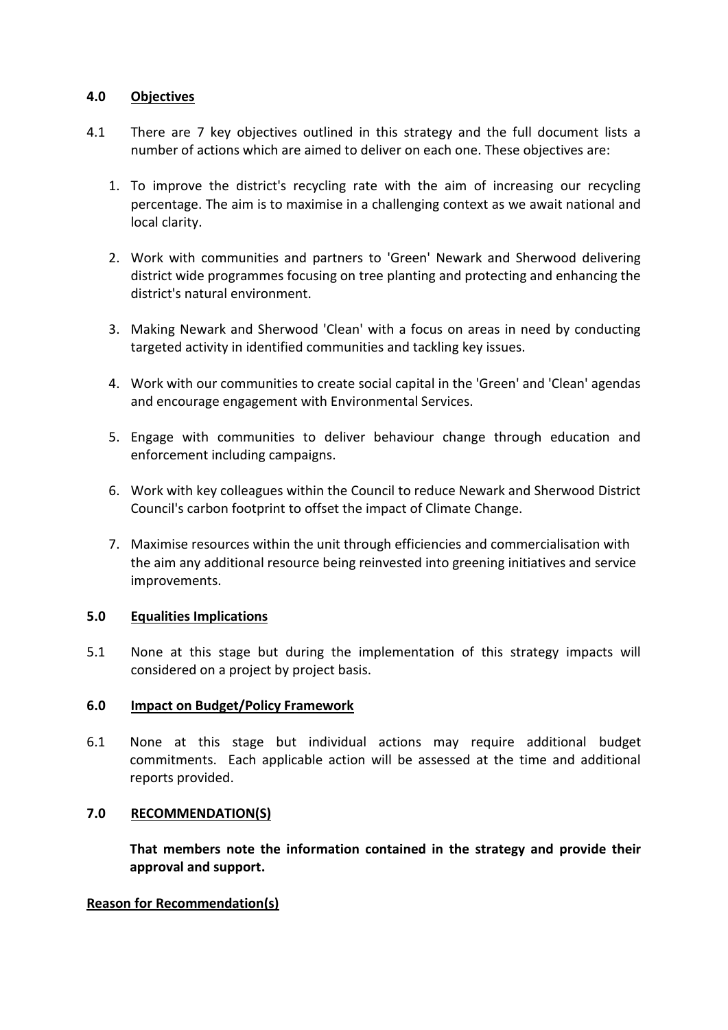## 4.0 Objectives

4.1 There are 7 key objectives outlined in this strategy and the full document lists a number of actions which are aimed to deliver on each one. These objectives are:

1. To improve the district's recycling rate with the aim of increasing our recycling percentage. The aim is to maximise in a challenging context as we await national and local clarity.

2. Work with communities and partners to 'Green' Newark and Sherwood delivering district wide programmes focusing on tree planting and protecting and enhancing the district's natural environment.

3. Making Newark and Sherwood 'Clean' with a focus on areas in need by conducting targeted activity in identified communities and tackling key issues.

4. Work with our communities to create social capital in the 'Green' and 'Clean' agendas and encourage engagement with Environmental Services.

5. Engage with communities to deliver behaviour change through education and enforcement including campaigns.

6. Work with key colleagues within the Council to reduce Newark and Sherwood District Council's carbon footprint to offset the impact of Climate Change.

7. Maximise resources within the unit through efficiencies and commercialisation with the aim any additional resource being reinvested into greening initiatives and service improvements.

## 5.0 Equalities Implications

5.1 None at this stage but during the implementation of this strategy impacts will considered on a project by project basis.

## 6.0 Impact on Budget/Policy Framework

6.1 None at this stage but individual actions may require additional budget commitments. Each applicable action will be assessed at the time and additional reports provided.

## 7.0 RECOMMENDATION(S)

**That members note the information contained in the strategy and provide their approval and support.**

**Reason for Recommendation(s)**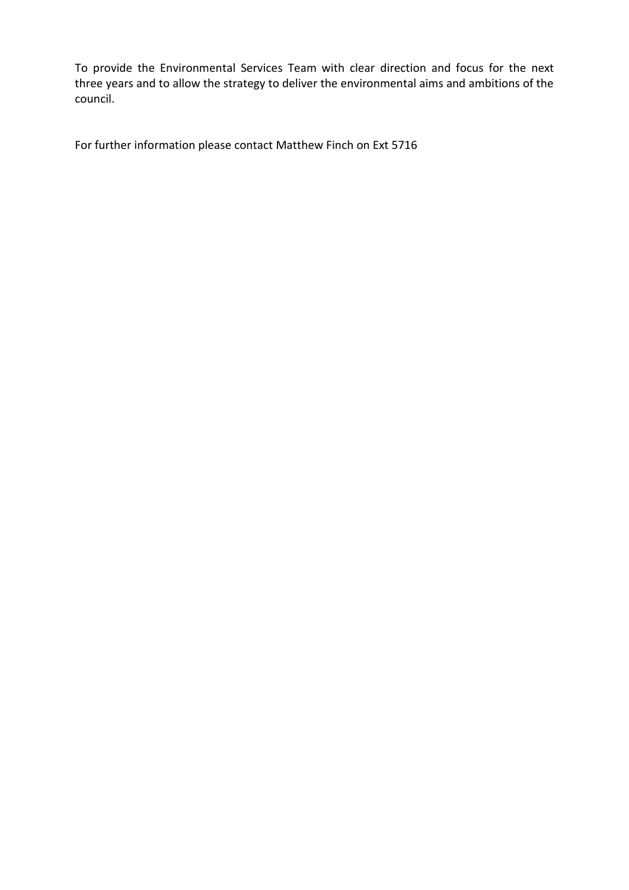To provide the Environmental Services Team with clear direction and focus for the next three years and to allow the strategy to deliver the environmental aims and ambitions of the council.

For further information please contact Matthew Finch on Ext 5716